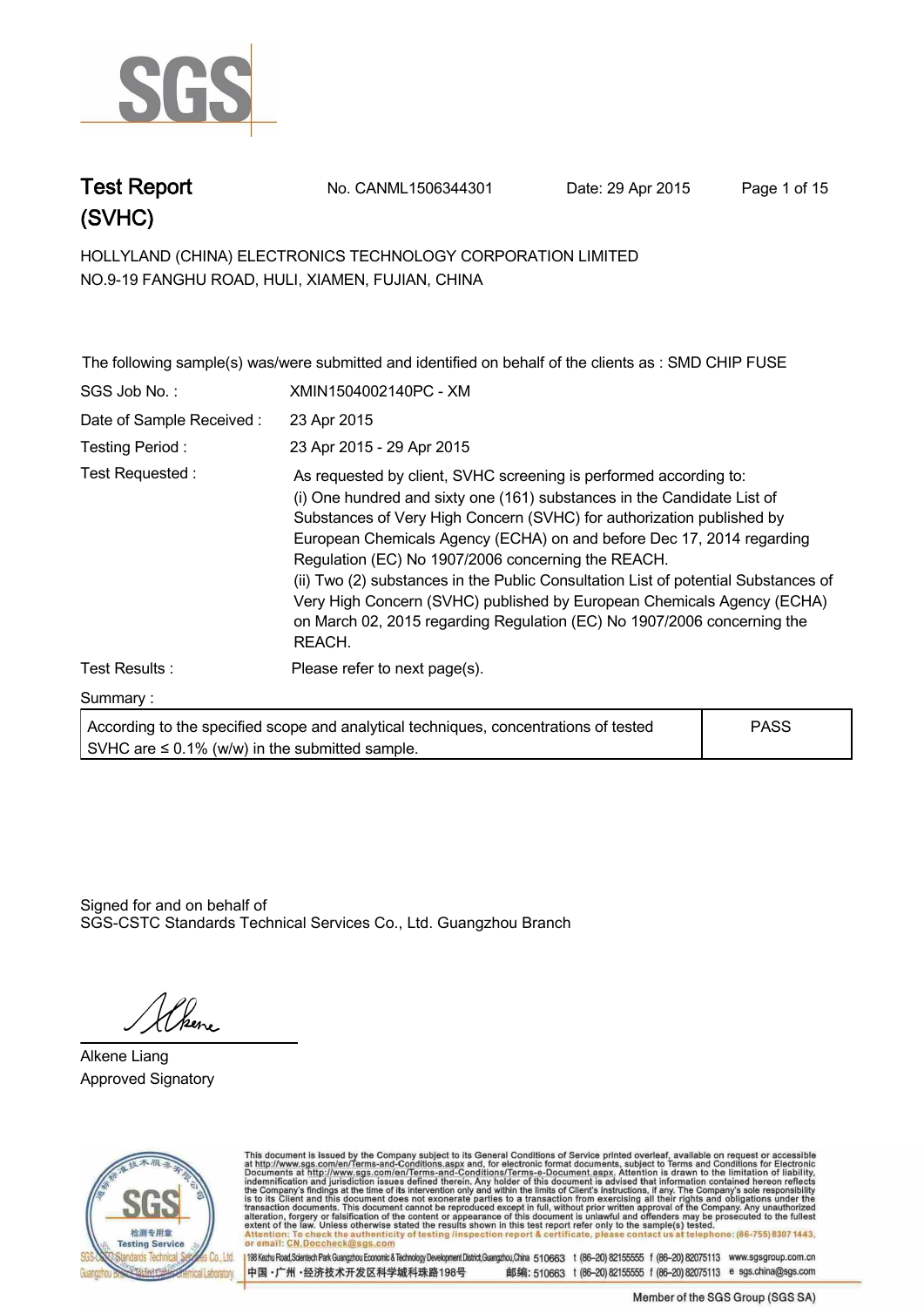# Test Report (SVHC)

No. CANML1506344301 Date: 29 Apr 2015

HOLLYLAND (CHINA) ELECTRONICS TECHNOLOGY CORPORATION LIMITED
NO.9-19 FANGHU ROAD, HULI, XIAMEN, FUJIAN, CHINA

The following sample(s) was/were submitted and identified on behalf of the clients as : SMD CHIP FUSE

| | |
|---|---|
| SGS Job No. : | XMIN1504002140PC - XM |
| Date of Sample Received : | 23 Apr 2015 |
| Testing Period : | 23 Apr 2015 - 29 Apr 2015 |
| Test Requested : | As requested by client, SVHC screening is performed according to: (i) One hundred and sixty one (161) substances in the Candidate List of Substances of Very High Concern (SVHC) for authorization published by European Chemicals Agency (ECHA) on and before Dec 17, 2014 regarding Regulation (EC) No 1907/2006 concerning the REACH. (ii) Two (2) substances in the Public Consultation List of potential Substances of Very High Concern (SVHC) published by European Chemicals Agency (ECHA) on March 02, 2015 regarding Regulation (EC) No 1907/2006 concerning the REACH. |
| Test Results : | Please refer to next page(s). |

Summary :

| | |
|---|---|
| According to the specified scope and analytical techniques, concentrations of tested SVHC are ≤ 0.1% (w/w) in the submitted sample. | PASS |

Signed for and on behalf of
SGS-CSTC Standards Technical Services Co., Ltd. Guangzhou Branch

Alkene Liang
Approved Signatory

This document is issued by the Company subject to its General Conditions of Service printed overleaf, available on request or accessible at http://www.sgs.com/en/Terms-and-Conditions.aspx and, for electronic format documents, subject to Terms and Conditions for Electronic Documents at http://www.sgs.com/en/Terms-and-Conditions/Terms-e-Document.aspx. Attention is drawn to the limitation of liability, indemnification and jurisdiction issues defined therein. Any holder of this document is advised that information contained hereon reflects the Company's findings at the time of its intervention only and within the limits of Client's instructions, if any. The Company's sole responsibility is to its Client and this document does not exonerate parties to a transaction from exercising all their rights and obligations under the transaction documents. This document cannot be reproduced except in full, without prior written approval of the Company. Any unauthorized alteration, forgery or falsification of the content or appearance of this document is unlawful and offenders may be prosecuted to the fullest extent of the law. Unless otherwise stated the results shown in this test report refer only to the sample(s) tested.
Attention: To check the authenticity of testing /inspection report & certificate, please contact us at telephone: (86-755) 8307 1443, or email: CN.Doccheck@sgs.com

198 Kezhu Road,Scientech Park Guangzhou Economic & Technology Development District,Guangzhou,China 510663 t (86–20) 82155555 f (86–20) 82075113 www.sgsgroup.com.cn
中国 · 广州 · 经济技术开发区科学城科珠路198号 邮编: 510663 t (86–20) 82155555 f (86–20) 82075113 e sgs.china@sgs.com

Member of the SGS Group (SGS SA)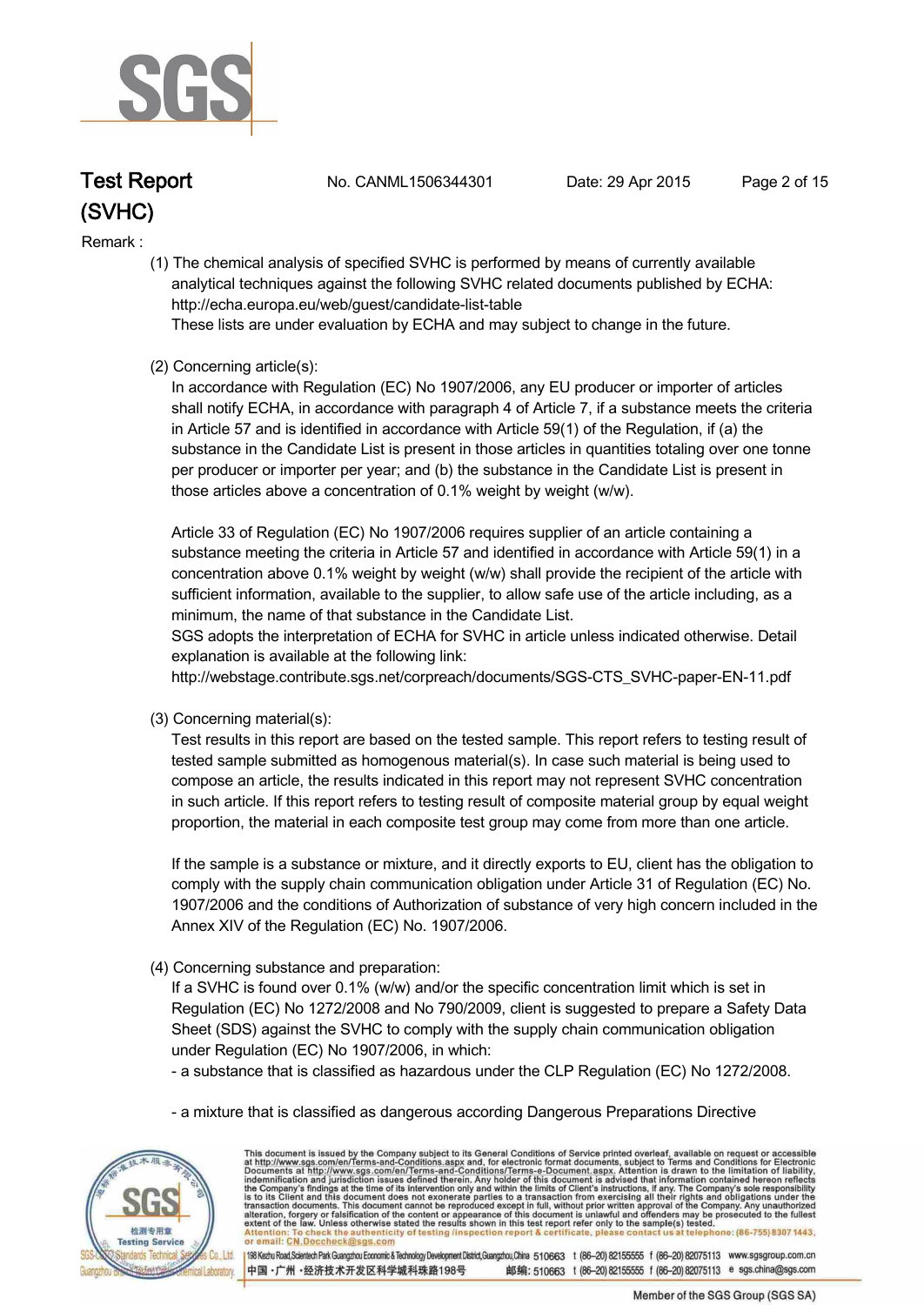Remark :

(1) The chemical analysis of specified SVHC is performed by means of currently available analytical techniques against the following SVHC related documents published by ECHA: http://echa.europa.eu/web/guest/candidate-list-table
These lists are under evaluation by ECHA and may subject to change in the future.

(2) Concerning article(s):
In accordance with Regulation (EC) No 1907/2006, any EU producer or importer of articles shall notify ECHA, in accordance with paragraph 4 of Article 7, if a substance meets the criteria in Article 57 and is identified in accordance with Article 59(1) of the Regulation, if (a) the substance in the Candidate List is present in those articles in quantities totaling over one tonne per producer or importer per year; and (b) the substance in the Candidate List is present in those articles above a concentration of 0.1% weight by weight (w/w).

Article 33 of Regulation (EC) No 1907/2006 requires supplier of an article containing a substance meeting the criteria in Article 57 and identified in accordance with Article 59(1) in a concentration above 0.1% weight by weight (w/w) shall provide the recipient of the article with sufficient information, available to the supplier, to allow safe use of the article including, as a minimum, the name of that substance in the Candidate List.
SGS adopts the interpretation of ECHA for SVHC in article unless indicated otherwise. Detail explanation is available at the following link:
http://webstage.contribute.sgs.net/corpreach/documents/SGS-CTS_SVHC-paper-EN-11.pdf

(3) Concerning material(s):
Test results in this report are based on the tested sample. This report refers to testing result of tested sample submitted as homogenous material(s). In case such material is being used to compose an article, the results indicated in this report may not represent SVHC concentration in such article. If this report refers to testing result of composite material group by equal weight proportion, the material in each composite test group may come from more than one article.

If the sample is a substance or mixture, and it directly exports to EU, client has the obligation to comply with the supply chain communication obligation under Article 31 of Regulation (EC) No. 1907/2006 and the conditions of Authorization of substance of very high concern included in the Annex XIV of the Regulation (EC) No. 1907/2006.

(4) Concerning substance and preparation:
If a SVHC is found over 0.1% (w/w) and/or the specific concentration limit which is set in Regulation (EC) No 1272/2008 and No 790/2009, client is suggested to prepare a Safety Data Sheet (SDS) against the SVHC to comply with the supply chain communication obligation under Regulation (EC) No 1907/2006, in which:

- a substance that is classified as hazardous under the CLP Regulation (EC) No 1272/2008.

- a mixture that is classified as dangerous according Dangerous Preparations Directive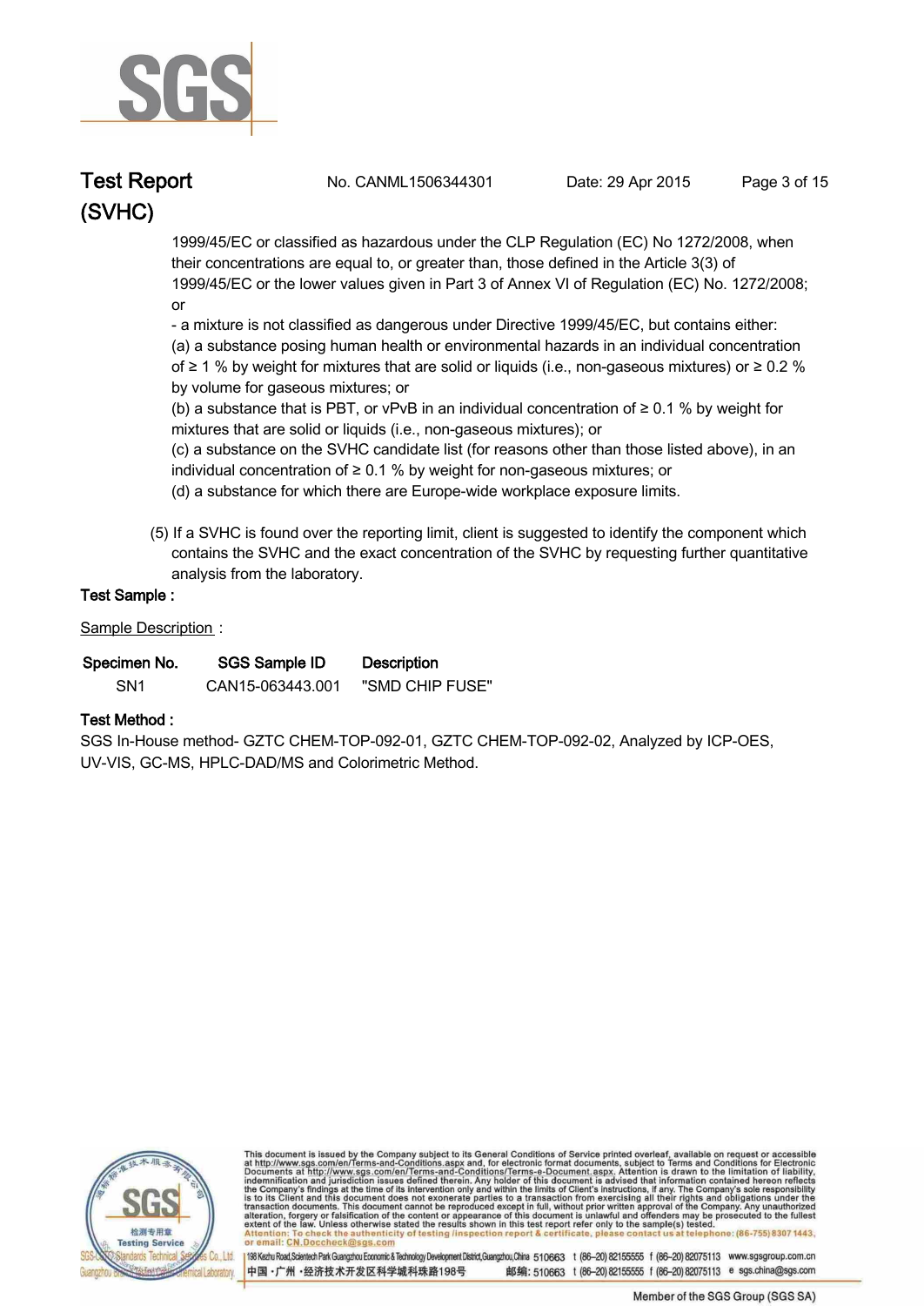1999/45/EC or classified as hazardous under the CLP Regulation (EC) No 1272/2008, when their concentrations are equal to, or greater than, those defined in the Article 3(3) of 1999/45/EC or the lower values given in Part 3 of Annex VI of Regulation (EC) No. 1272/2008; or

- a mixture is not classified as dangerous under Directive 1999/45/EC, but contains either:

(a) a substance posing human health or environmental hazards in an individual concentration of ≥ 1 % by weight for mixtures that are solid or liquids (i.e., non-gaseous mixtures) or ≥ 0.2 % by volume for gaseous mixtures; or

(b) a substance that is PBT, or vPvB in an individual concentration of ≥ 0.1 % by weight for mixtures that are solid or liquids (i.e., non-gaseous mixtures); or

(c) a substance on the SVHC candidate list (for reasons other than those listed above), in an individual concentration of ≥ 0.1 % by weight for non-gaseous mixtures; or

(d) a substance for which there are Europe-wide workplace exposure limits.

(5) If a SVHC is found over the reporting limit, client is suggested to identify the component which contains the SVHC and the exact concentration of the SVHC by requesting further quantitative analysis from the laboratory.

**Test Sample :**

Sample Description :

| Specimen No. | SGS Sample ID | Description |
|---|---|---|
| SN1 | CAN15-063443.001 | "SMD CHIP FUSE" |

**Test Method :**

SGS In-House method- GZTC CHEM-TOP-092-01, GZTC CHEM-TOP-092-02, Analyzed by ICP-OES, UV-VIS, GC-MS, HPLC-DAD/MS and Colorimetric Method.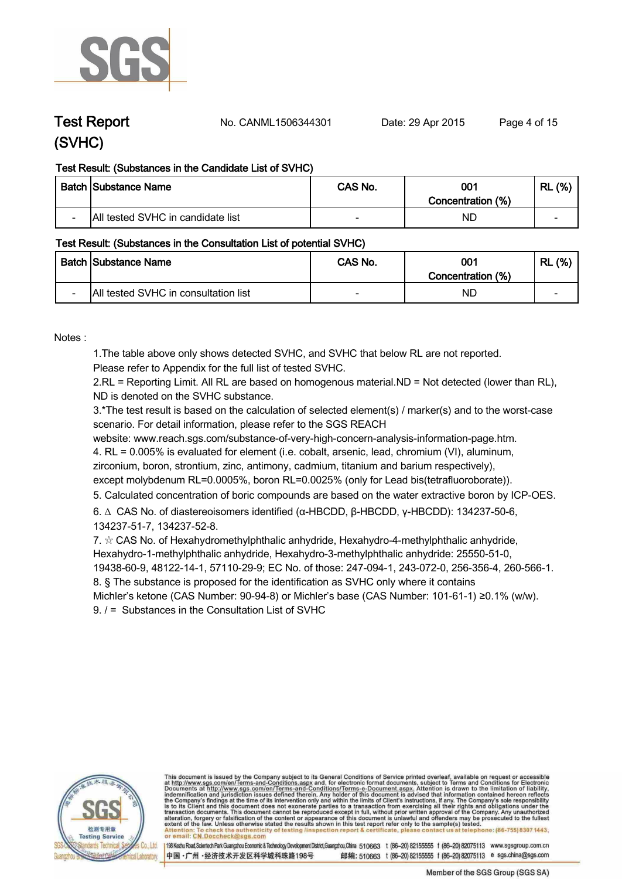# Test Report (SVHC)

No. CANML1506344301 Date: 29 Apr 2015

**Test Result: (Substances in the Candidate List of SVHC)**

| Batch | Substance Name | CAS No. | 001 Concentration (%) | RL (%) |
|---|---|---|---|---|
| - | All tested SVHC in candidate list | - | ND | - |

**Test Result: (Substances in the Consultation List of potential SVHC)**

| Batch | Substance Name | CAS No. | 001 Concentration (%) | RL (%) |
|---|---|---|---|---|
| - | All tested SVHC in consultation list | - | ND | - |

Notes :

1.The table above only shows detected SVHC, and SVHC that below RL are not reported. Please refer to Appendix for the full list of tested SVHC.

2.RL = Reporting Limit. All RL are based on homogenous material.ND = Not detected (lower than RL), ND is denoted on the SVHC substance.

3.*The test result is based on the calculation of selected element(s) / marker(s) and to the worst-case scenario. For detail information, please refer to the SGS REACH website: www.reach.sgs.com/substance-of-very-high-concern-analysis-information-page.htm.

4. RL = 0.005% is evaluated for element (i.e. cobalt, arsenic, lead, chromium (VI), aluminum, zirconium, boron, strontium, zinc, antimony, cadmium, titanium and barium respectively), except molybdenum RL=0.0005%, boron RL=0.0025% (only for Lead bis(tetrafluoroborate)).

5. Calculated concentration of boric compounds are based on the water extractive boron by ICP-OES.

6. ∆ CAS No. of diastereoisomers identified (α-HBCDD, β-HBCDD, γ-HBCDD): 134237-50-6, 134237-51-7, 134237-52-8.

7. ☆ CAS No. of Hexahydromethylphthalic anhydride, Hexahydro-4-methylphthalic anhydride, Hexahydro-1-methylphthalic anhydride, Hexahydro-3-methylphthalic anhydride: 25550-51-0, 19438-60-9, 48122-14-1, 57110-29-9; EC No. of those: 247-094-1, 243-072-0, 256-356-4, 260-566-1.

8. § The substance is proposed for the identification as SVHC only where it contains Michler's ketone (CAS Number: 90-94-8) or Michler's base (CAS Number: 101-61-1) ≥0.1% (w/w).

9. / = Substances in the Consultation List of SVHC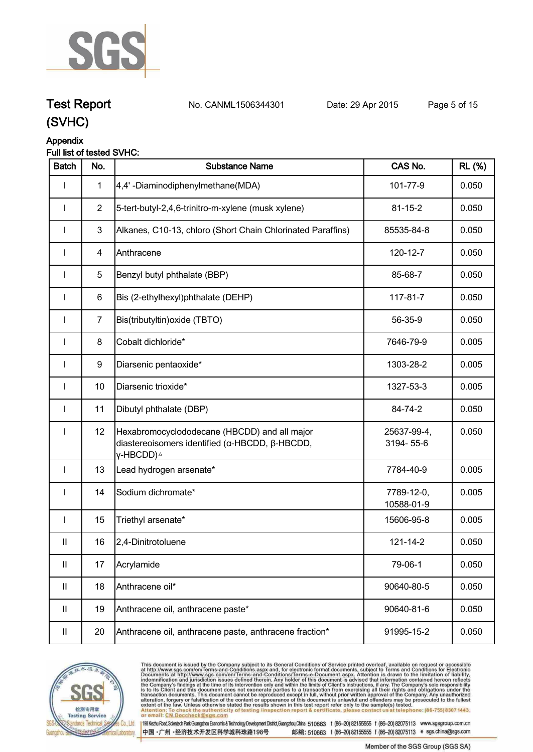## Test Report (SVHC)

No. CANML1506344301 Date: 29 Apr 2015

**Appendix**

**Full list of tested SVHC:**

| Batch | No. | Substance Name | CAS No. | RL (%) |
|---|---|---|---|---|
| I | 1 | 4,4' -Diaminodiphenylmethane(MDA) | 101-77-9 | 0.050 |
| I | 2 | 5-tert-butyl-2,4,6-trinitro-m-xylene (musk xylene) | 81-15-2 | 0.050 |
| I | 3 | Alkanes, C10-13, chloro (Short Chain Chlorinated Paraffins) | 85535-84-8 | 0.050 |
| I | 4 | Anthracene | 120-12-7 | 0.050 |
| I | 5 | Benzyl butyl phthalate (BBP) | 85-68-7 | 0.050 |
| I | 6 | Bis (2-ethylhexyl)phthalate (DEHP) | 117-81-7 | 0.050 |
| I | 7 | Bis(tributyltin)oxide (TBTO) | 56-35-9 | 0.050 |
| I | 8 | Cobalt dichloride* | 7646-79-9 | 0.005 |
| I | 9 | Diarsenic pentaoxide* | 1303-28-2 | 0.005 |
| I | 10 | Diarsenic trioxide* | 1327-53-3 | 0.005 |
| I | 11 | Dibutyl phthalate (DBP) | 84-74-2 | 0.050 |
| I | 12 | Hexabromocyclododecane (HBCDD) and all major diastereoisomers identified (α-HBCDD, β-HBCDD, γ-HBCDD)△ | 25637-99-4, 3194- 55-6 | 0.050 |
| I | 13 | Lead hydrogen arsenate* | 7784-40-9 | 0.005 |
| I | 14 | Sodium dichromate* | 7789-12-0, 10588-01-9 | 0.005 |
| I | 15 | Triethyl arsenate* | 15606-95-8 | 0.005 |
| II | 16 | 2,4-Dinitrotoluene | 121-14-2 | 0.050 |
| II | 17 | Acrylamide | 79-06-1 | 0.050 |
| II | 18 | Anthracene oil* | 90640-80-5 | 0.050 |
| II | 19 | Anthracene oil, anthracene paste* | 90640-81-6 | 0.050 |
| II | 20 | Anthracene oil, anthracene paste, anthracene fraction* | 91995-15-2 | 0.050 |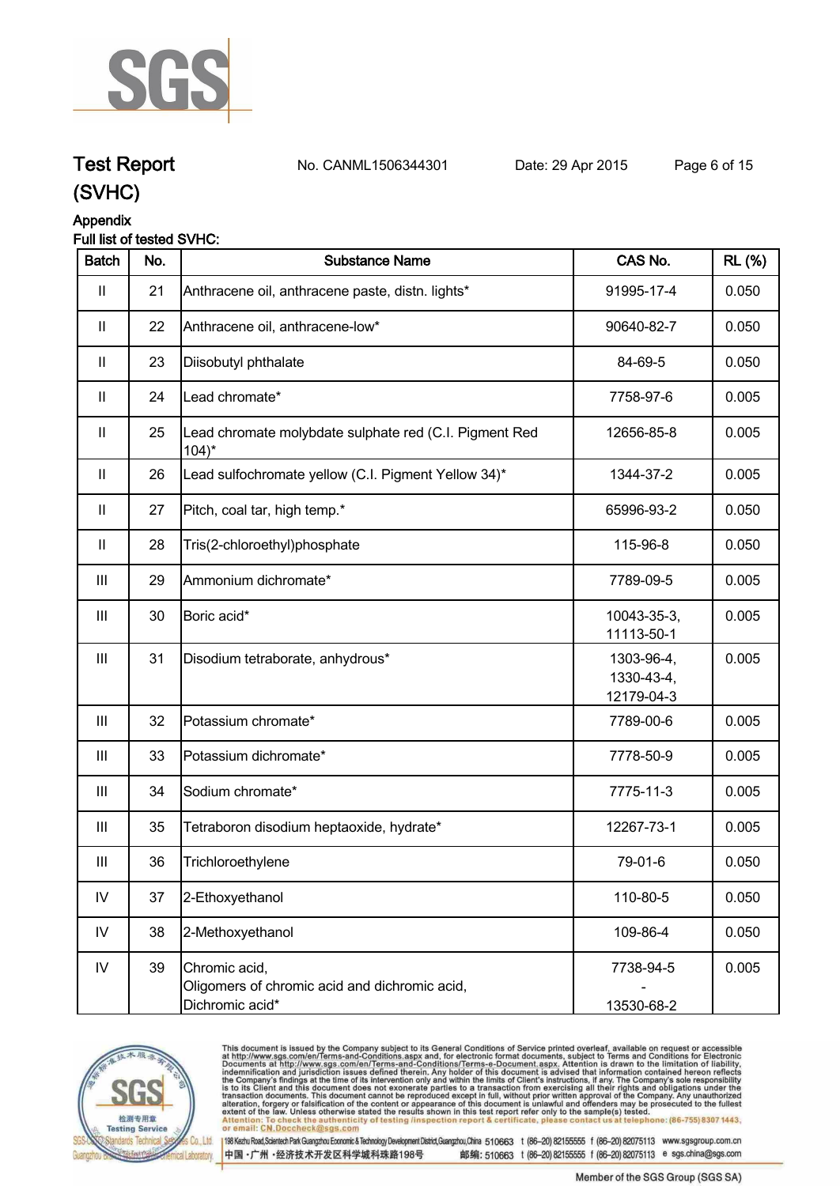# Test Report (SVHC)

No. CANML1506344301 Date: 29 Apr 2015

## Appendix

Full list of tested SVHC:

| Batch | No. | Substance Name | CAS No. | RL (%) |
|---|---|---|---|---|
| II | 21 | Anthracene oil, anthracene paste, distn. lights* | 91995-17-4 | 0.050 |
| II | 22 | Anthracene oil, anthracene-low* | 90640-82-7 | 0.050 |
| II | 23 | Diisobutyl phthalate | 84-69-5 | 0.050 |
| II | 24 | Lead chromate* | 7758-97-6 | 0.005 |
| II | 25 | Lead chromate molybdate sulphate red (C.I. Pigment Red 104)* | 12656-85-8 | 0.005 |
| II | 26 | Lead sulfochromate yellow (C.I. Pigment Yellow 34)* | 1344-37-2 | 0.005 |
| II | 27 | Pitch, coal tar, high temp.* | 65996-93-2 | 0.050 |
| II | 28 | Tris(2-chloroethyl)phosphate | 115-96-8 | 0.050 |
| III | 29 | Ammonium dichromate* | 7789-09-5 | 0.005 |
| III | 30 | Boric acid* | 10043-35-3, 11113-50-1 | 0.005 |
| III | 31 | Disodium tetraborate, anhydrous* | 1303-96-4, 1330-43-4, 12179-04-3 | 0.005 |
| III | 32 | Potassium chromate* | 7789-00-6 | 0.005 |
| III | 33 | Potassium dichromate* | 7778-50-9 | 0.005 |
| III | 34 | Sodium chromate* | 7775-11-3 | 0.005 |
| III | 35 | Tetraboron disodium heptaoxide, hydrate* | 12267-73-1 | 0.005 |
| III | 36 | Trichloroethylene | 79-01-6 | 0.050 |
| IV | 37 | 2-Ethoxyethanol | 110-80-5 | 0.050 |
| IV | 38 | 2-Methoxyethanol | 109-86-4 | 0.050 |
| IV | 39 | Chromic acid, Oligomers of chromic acid and dichromic acid, Dichromic acid* | 7738-94-5 - 13530-68-2 | 0.005 |

This document is issued by the Company subject to its General Conditions of Service printed overleaf, available on request or accessible at http://www.sgs.com/en/Terms-and-Conditions.aspx and, for electronic format documents, subject to Terms and Conditions for Electronic Documents at http://www.sgs.com/en/Terms-and-Conditions/Terms-e-Document.aspx. Attention is drawn to the limitation of liability, indemnification and jurisdiction issues defined therein. Any holder of this document is advised that information contained hereon reflects the Company's findings at the time of its intervention only and within the limits of Client's instructions, if any. The Company's sole responsibility is to its Client and this document does not exonerate parties to a transaction from exercising all their rights and obligations under the transaction documents. This document cannot be reproduced except in full, without prior written approval of the Company. Any unauthorized alteration, forgery or falsification of the content or appearance of this document is unlawful and offenders may be prosecuted to the fullest extent of the law. Unless otherwise stated the results shown in this test report refer only to the sample(s) tested.
Attention: To check the authenticity of testing /inspection report & certificate, please contact us at telephone: (86-755) 8307 1443, or email: CN.Doccheck@sgs.com

198 Kezhu Road, Scientech Park Guangzhou Economic & Technology Development District, Guangzhou, China 510663 t (86-20) 82155555 f (86-20) 82075113 www.sgsgroup.com.cn
中国・广州・经济技术开发区科学城科珠路198号 邮编: 510663 t (86-20) 82155555 f (86-20) 82075113 e sgs.china@sgs.com

Member of the SGS Group (SGS SA)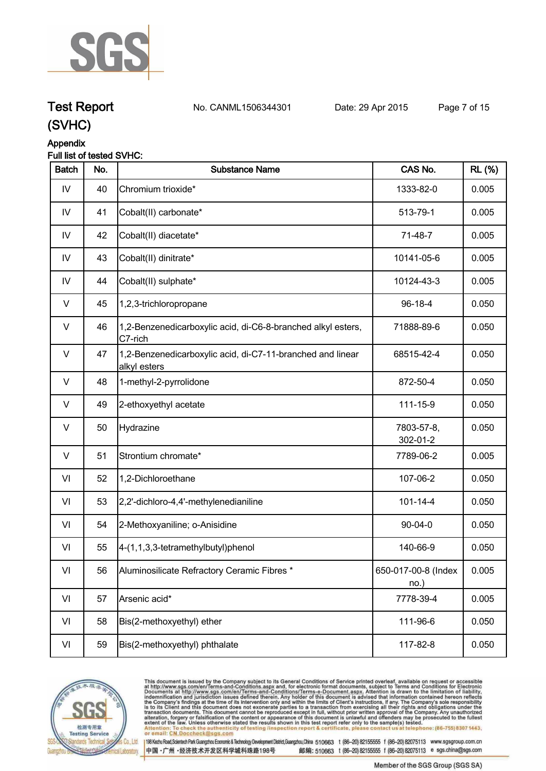## Appendix

### Full list of tested SVHC:

| Batch | No. | Substance Name | CAS No. | RL (%) |
|---|---|---|---|---|
| IV | 40 | Chromium trioxide* | 1333-82-0 | 0.005 |
| IV | 41 | Cobalt(II) carbonate* | 513-79-1 | 0.005 |
| IV | 42 | Cobalt(II) diacetate* | 71-48-7 | 0.005 |
| IV | 43 | Cobalt(II) dinitrate* | 10141-05-6 | 0.005 |
| IV | 44 | Cobalt(II) sulphate* | 10124-43-3 | 0.005 |
| V | 45 | 1,2,3-trichloropropane | 96-18-4 | 0.050 |
| V | 46 | 1,2-Benzenedicarboxylic acid, di-C6-8-branched alkyl esters, C7-rich | 71888-89-6 | 0.050 |
| V | 47 | 1,2-Benzenedicarboxylic acid, di-C7-11-branched and linear alkyl esters | 68515-42-4 | 0.050 |
| V | 48 | 1-methyl-2-pyrrolidone | 872-50-4 | 0.050 |
| V | 49 | 2-ethoxyethyl acetate | 111-15-9 | 0.050 |
| V | 50 | Hydrazine | 7803-57-8, 302-01-2 | 0.050 |
| V | 51 | Strontium chromate* | 7789-06-2 | 0.005 |
| VI | 52 | 1,2-Dichloroethane | 107-06-2 | 0.050 |
| VI | 53 | 2,2'-dichloro-4,4'-methylenedianiline | 101-14-4 | 0.050 |
| VI | 54 | 2-Methoxyaniline; o-Anisidine | 90-04-0 | 0.050 |
| VI | 55 | 4-(1,1,3,3-tetramethylbutyl)phenol | 140-66-9 | 0.050 |
| VI | 56 | Aluminosilicate Refractory Ceramic Fibres * | 650-017-00-8 (Index no.) | 0.005 |
| VI | 57 | Arsenic acid* | 7778-39-4 | 0.005 |
| VI | 58 | Bis(2-methoxyethyl) ether | 111-96-6 | 0.050 |
| VI | 59 | Bis(2-methoxyethyl) phthalate | 117-82-8 | 0.050 |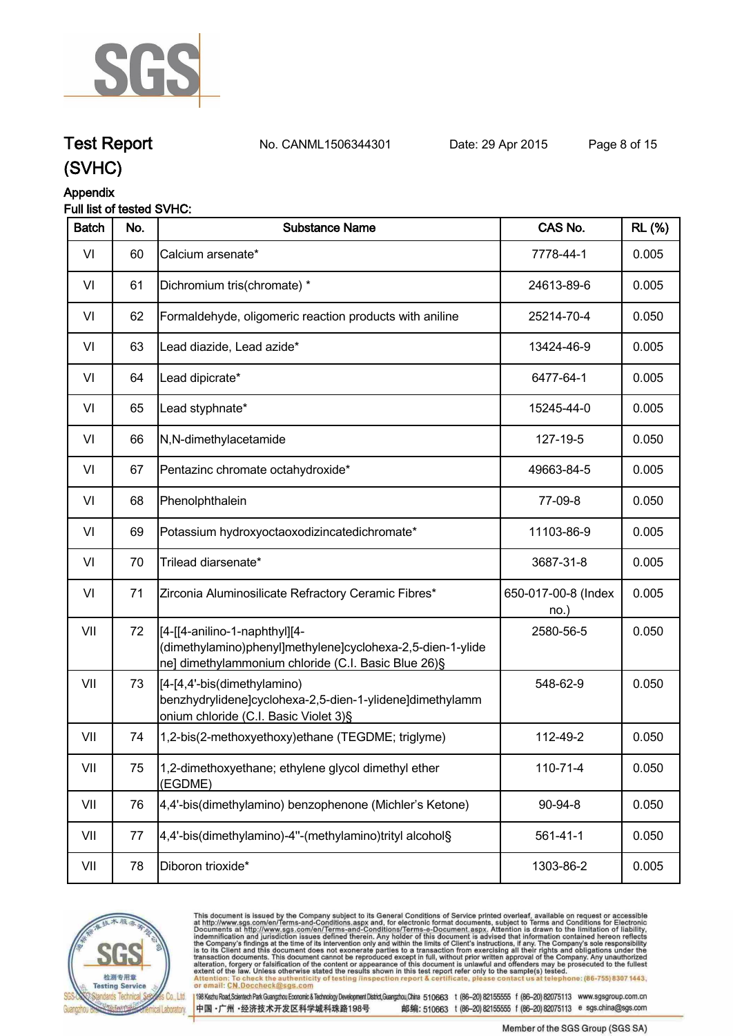# Test Report (SVHC)

No. CANML1506344301 Date: 29 Apr 2015

Appendix

Full list of tested SVHC:

| Batch | No. | Substance Name | CAS No. | RL (%) |
|---|---|---|---|---|
| VI | 60 | Calcium arsenate* | 7778-44-1 | 0.005 |
| VI | 61 | Dichromium tris(chromate) * | 24613-89-6 | 0.005 |
| VI | 62 | Formaldehyde, oligomeric reaction products with aniline | 25214-70-4 | 0.050 |
| VI | 63 | Lead diazide, Lead azide* | 13424-46-9 | 0.005 |
| VI | 64 | Lead dipicrate* | 6477-64-1 | 0.005 |
| VI | 65 | Lead styphnate* | 15245-44-0 | 0.005 |
| VI | 66 | N,N-dimethylacetamide | 127-19-5 | 0.050 |
| VI | 67 | Pentazinc chromate octahydroxide* | 49663-84-5 | 0.005 |
| VI | 68 | Phenolphthalein | 77-09-8 | 0.050 |
| VI | 69 | Potassium hydroxyoctaoxodizincatedichromate* | 11103-86-9 | 0.005 |
| VI | 70 | Trilead diarsenate* | 3687-31-8 | 0.005 |
| VI | 71 | Zirconia Aluminosilicate Refractory Ceramic Fibres* | 650-017-00-8 (Index no.) | 0.005 |
| VII | 72 | [4-[[4-anilino-1-naphthyl][4-(dimethylamino)phenyl]methylene]cyclohexa-2,5-dien-1-ylidene] dimethylammonium chloride (C.I. Basic Blue 26)§ | 2580-56-5 | 0.050 |
| VII | 73 | [4-[4,4'-bis(dimethylamino) benzhydrylidene]cyclohexa-2,5-dien-1-ylidene]dimethylammonium chloride (C.I. Basic Violet 3)§ | 548-62-9 | 0.050 |
| VII | 74 | 1,2-bis(2-methoxyethoxy)ethane (TEGDME; triglyme) | 112-49-2 | 0.050 |
| VII | 75 | 1,2-dimethoxyethane; ethylene glycol dimethyl ether (EGDME) | 110-71-4 | 0.050 |
| VII | 76 | 4,4'-bis(dimethylamino) benzophenone (Michler's Ketone) | 90-94-8 | 0.050 |
| VII | 77 | 4,4'-bis(dimethylamino)-4''-(methylamino)trityl alcohol§ | 561-41-1 | 0.050 |
| VII | 78 | Diboron trioxide* | 1303-86-2 | 0.005 |

This document is issued by the Company subject to its General Conditions of Service printed overleaf, available on request or accessible at http://www.sgs.com/en/Terms-and-Conditions.aspx and, for electronic format documents, subject to Terms and Conditions for Electronic Documents at http://www.sgs.com/en/Terms-and-Conditions/Terms-e-Document.aspx. Attention is drawn to the limitation of liability, indemnification and jurisdiction issues defined therein. Any holder of this document is advised that information contained hereon reflects the Company's findings at the time of its intervention only and within the limits of Client's instructions, if any. The Company's sole responsibility is to its Client and this document does not exonerate parties to a transaction from exercising all their rights and obligations under the transaction documents. This document cannot be reproduced except in full, without prior written approval of the Company. Any unauthorized alteration, forgery or falsification of the content or appearance of this document is unlawful and offenders may be prosecuted to the fullest extent of the law. Unless otherwise stated the results shown in this test report refer only to the sample(s) tested.

Attention: To check the authenticity of testing /inspection report & certificate, please contact us at telephone: (86-755) 8307 1443, or email: CN.Doccheck@sgs.com

198 Kezhu Road, Scientech Park Guangzhou Economic & Technology Development District, Guangzhou, China 510663 t (86-20) 82155555 f (86-20) 82075113 www.sgsgroup.com.cn

中国・广州・经济技术开发区科学城科珠路198号 邮编: 510663 t (86-20) 82155555 f (86-20) 82075113 e sgs.china@sgs.com

Member of the SGS Group (SGS SA)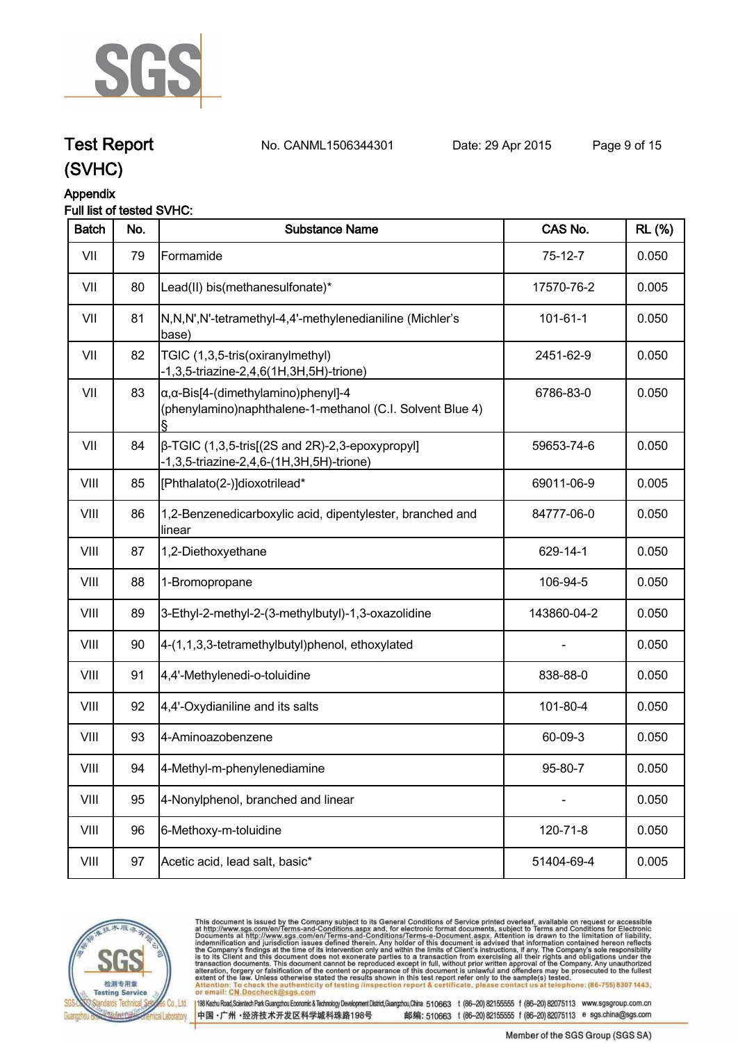# Test Report (SVHC)

No. CANML1506344301 Date: 29 Apr 2015

Appendix

Full list of tested SVHC:

| Batch | No. | Substance Name | CAS No. | RL (%) |
|---|---|---|---|---|
| VII | 79 | Formamide | 75-12-7 | 0.050 |
| VII | 80 | Lead(II) bis(methanesulfonate)* | 17570-76-2 | 0.005 |
| VII | 81 | N,N,N',N'-tetramethyl-4,4'-methylenedianiline (Michler's base) | 101-61-1 | 0.050 |
| VII | 82 | TGIC (1,3,5-tris(oxiranylmethyl) -1,3,5-triazine-2,4,6(1H,3H,5H)-trione) | 2451-62-9 | 0.050 |
| VII | 83 | α,α-Bis[4-(dimethylamino)phenyl]-4 (phenylamino)naphthalene-1-methanol (C.I. Solvent Blue 4) § | 6786-83-0 | 0.050 |
| VII | 84 | β-TGIC (1,3,5-tris[(2S and 2R)-2,3-epoxypropyl] -1,3,5-triazine-2,4,6-(1H,3H,5H)-trione) | 59653-74-6 | 0.050 |
| VIII | 85 | [Phthalato(2-)]dioxotrilead* | 69011-06-9 | 0.005 |
| VIII | 86 | 1,2-Benzenedicarboxylic acid, dipentylester, branched and linear | 84777-06-0 | 0.050 |
| VIII | 87 | 1,2-Diethoxyethane | 629-14-1 | 0.050 |
| VIII | 88 | 1-Bromopropane | 106-94-5 | 0.050 |
| VIII | 89 | 3-Ethyl-2-methyl-2-(3-methylbutyl)-1,3-oxazolidine | 143860-04-2 | 0.050 |
| VIII | 90 | 4-(1,1,3,3-tetramethylbutyl)phenol, ethoxylated | - | 0.050 |
| VIII | 91 | 4,4'-Methylenedi-o-toluidine | 838-88-0 | 0.050 |
| VIII | 92 | 4,4'-Oxydianiline and its salts | 101-80-4 | 0.050 |
| VIII | 93 | 4-Aminoazobenzene | 60-09-3 | 0.050 |
| VIII | 94 | 4-Methyl-m-phenylenediamine | 95-80-7 | 0.050 |
| VIII | 95 | 4-Nonylphenol, branched and linear | - | 0.050 |
| VIII | 96 | 6-Methoxy-m-toluidine | 120-71-8 | 0.050 |
| VIII | 97 | Acetic acid, lead salt, basic* | 51404-69-4 | 0.005 |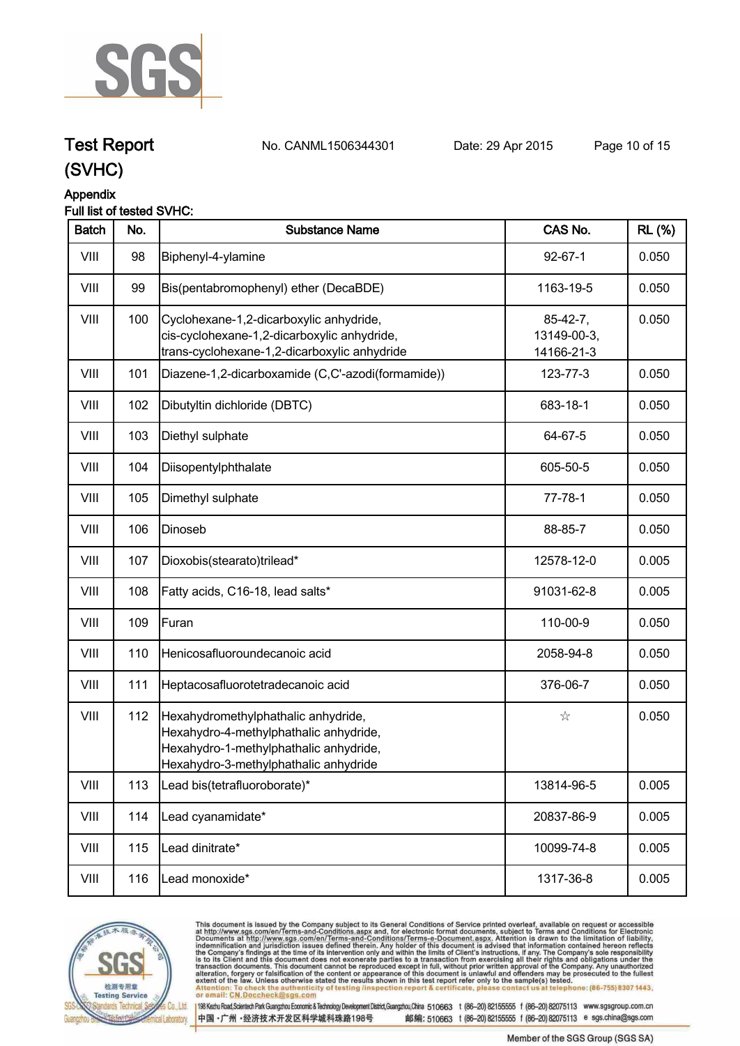Test Report (SVHC) No. CANML1506344301 Date: 29 Apr 2015

Appendix

Full list of tested SVHC:

| Batch | No. | Substance Name | CAS No. | RL (%) |
|---|---|---|---|---|
| VIII | 98 | Biphenyl-4-ylamine | 92-67-1 | 0.050 |
| VIII | 99 | Bis(pentabromophenyl) ether (DecaBDE) | 1163-19-5 | 0.050 |
| VIII | 100 | Cyclohexane-1,2-dicarboxylic anhydride, cis-cyclohexane-1,2-dicarboxylic anhydride, trans-cyclohexane-1,2-dicarboxylic anhydride | 85-42-7, 13149-00-3, 14166-21-3 | 0.050 |
| VIII | 101 | Diazene-1,2-dicarboxamide (C,C'-azodi(formamide)) | 123-77-3 | 0.050 |
| VIII | 102 | Dibutyltin dichloride (DBTC) | 683-18-1 | 0.050 |
| VIII | 103 | Diethyl sulphate | 64-67-5 | 0.050 |
| VIII | 104 | Diisopentylphthalate | 605-50-5 | 0.050 |
| VIII | 105 | Dimethyl sulphate | 77-78-1 | 0.050 |
| VIII | 106 | Dinoseb | 88-85-7 | 0.050 |
| VIII | 107 | Dioxobis(stearato)trilead* | 12578-12-0 | 0.005 |
| VIII | 108 | Fatty acids, C16-18, lead salts* | 91031-62-8 | 0.005 |
| VIII | 109 | Furan | 110-00-9 | 0.050 |
| VIII | 110 | Henicosafluoroundecanoic acid | 2058-94-8 | 0.050 |
| VIII | 111 | Heptacosafluorotetradecanoic acid | 376-06-7 | 0.050 |
| VIII | 112 | Hexahydromethylphathalic anhydride, Hexahydro-4-methylphathalic anhydride, Hexahydro-1-methylphathalic anhydride, Hexahydro-3-methylphathalic anhydride | ☆ | 0.050 |
| VIII | 113 | Lead bis(tetrafluoroborate)* | 13814-96-5 | 0.005 |
| VIII | 114 | Lead cyanamidate* | 20837-86-9 | 0.005 |
| VIII | 115 | Lead dinitrate* | 10099-74-8 | 0.005 |
| VIII | 116 | Lead monoxide* | 1317-36-8 | 0.005 |

This document is issued by the Company subject to its General Conditions of Service printed overleaf, available on request or accessible at http://www.sgs.com/en/Terms-and-Conditions.aspx and, for electronic format documents, subject to Terms and Conditions for Electronic Documents at http://www.sgs.com/en/Terms-and-Conditions/Terms-e-Document.aspx. Attention is drawn to the limitation of liability, indemnification and jurisdiction issues defined therein. Any holder of this document is advised that information contained hereon reflects the Company's findings at the time of its intervention only and within the limits of Client's instructions, if any. The Company's sole responsibility is to its Client and this document does not exonerate parties to a transaction from exercising all their rights and obligations under the transaction documents. This document cannot be reproduced except in full, without prior written approval of the Company. Any unauthorized alteration, forgery or falsification of the content or appearance of this document is unlawful and offenders may be prosecuted to the fullest extent of the law. Unless otherwise stated the results shown in this test report refer only to the sample(s) tested.

Attention: To check the authenticity of testing /inspection report & certificate, please contact us at telephone: (86-755) 8307 1443, or email: CN.Doccheck@sgs.com

198 Kezhu Road,Scientech Park Guangzhou Economic & Technology Development District,Guangzhou,China 510663 t (86–20) 82155555 f (86–20) 82075113 www.sgsgroup.com.cn

中国 · 广州 · 经济技术开发区科学城科珠路198号 邮编: 510663 t (86–20) 82155555 f (86–20) 82075113 e sgs.china@sgs.com

Member of the SGS Group (SGS SA)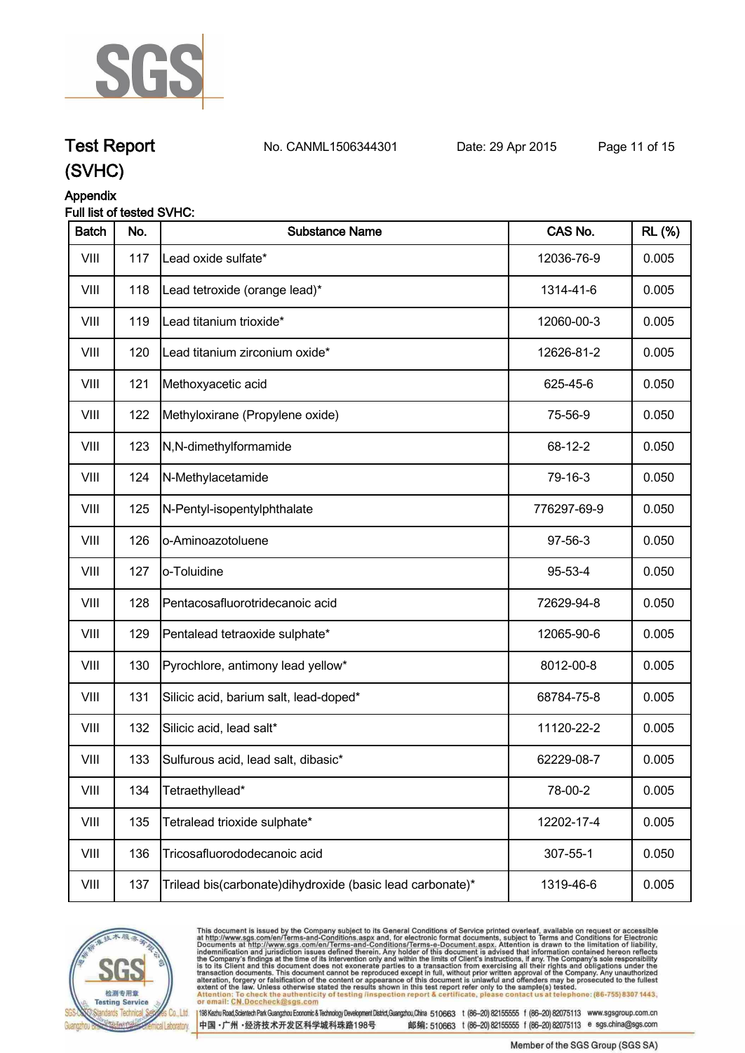# Test Report

No. CANML1506344301 Date: 29 Apr 2015

(SVHC)

## Appendix

**Full list of tested SVHC:**

| Batch | No. | Substance Name | CAS No. | RL (%) |
|---|---|---|---|---|
| VIII | 117 | Lead oxide sulfate* | 12036-76-9 | 0.005 |
| VIII | 118 | Lead tetroxide (orange lead)* | 1314-41-6 | 0.005 |
| VIII | 119 | Lead titanium trioxide* | 12060-00-3 | 0.005 |
| VIII | 120 | Lead titanium zirconium oxide* | 12626-81-2 | 0.005 |
| VIII | 121 | Methoxyacetic acid | 625-45-6 | 0.050 |
| VIII | 122 | Methyloxirane (Propylene oxide) | 75-56-9 | 0.050 |
| VIII | 123 | N,N-dimethylformamide | 68-12-2 | 0.050 |
| VIII | 124 | N-Methylacetamide | 79-16-3 | 0.050 |
| VIII | 125 | N-Pentyl-isopentylphthalate | 776297-69-9 | 0.050 |
| VIII | 126 | o-Aminoazotoluene | 97-56-3 | 0.050 |
| VIII | 127 | o-Toluidine | 95-53-4 | 0.050 |
| VIII | 128 | Pentacosafluorotridecanoic acid | 72629-94-8 | 0.050 |
| VIII | 129 | Pentalead tetraoxide sulphate* | 12065-90-6 | 0.005 |
| VIII | 130 | Pyrochlore, antimony lead yellow* | 8012-00-8 | 0.005 |
| VIII | 131 | Silicic acid, barium salt, lead-doped* | 68784-75-8 | 0.005 |
| VIII | 132 | Silicic acid, lead salt* | 11120-22-2 | 0.005 |
| VIII | 133 | Sulfurous acid, lead salt, dibasic* | 62229-08-7 | 0.005 |
| VIII | 134 | Tetraethyllead* | 78-00-2 | 0.005 |
| VIII | 135 | Tetralead trioxide sulphate* | 12202-17-4 | 0.005 |
| VIII | 136 | Tricosafluorododecanoic acid | 307-55-1 | 0.050 |
| VIII | 137 | Trilead bis(carbonate)dihydroxide (basic lead carbonate)* | 1319-46-6 | 0.005 |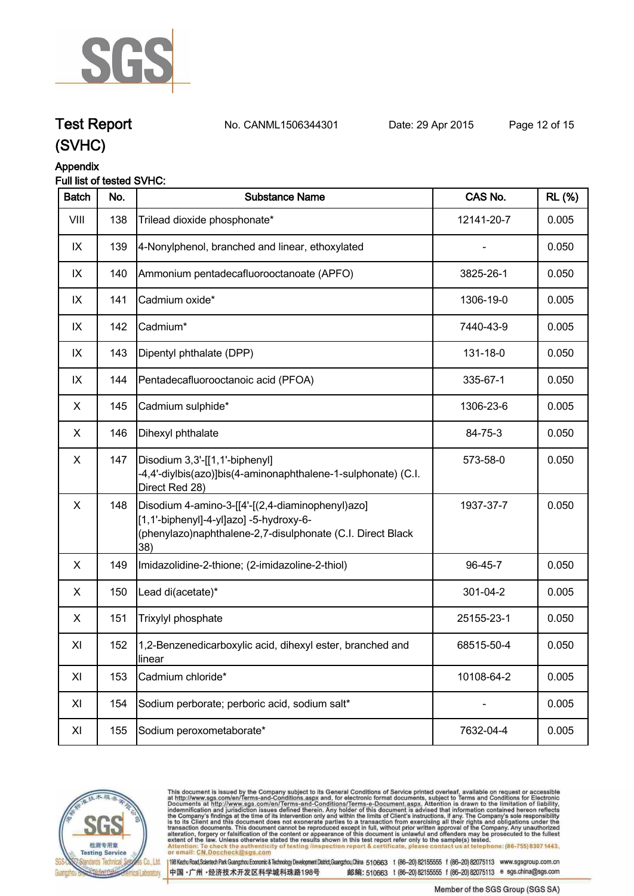# Test Report (SVHC)

No. CANML1506344301 Date: 29 Apr 2015

## Appendix

### Full list of tested SVHC:

| Batch | No. | Substance Name | CAS No. | RL (%) |
|---|---|---|---|---|
| VIII | 138 | Trilead dioxide phosphonate* | 12141-20-7 | 0.005 |
| IX | 139 | 4-Nonylphenol, branched and linear, ethoxylated | - | 0.050 |
| IX | 140 | Ammonium pentadecafluorooctanoate (APFO) | 3825-26-1 | 0.050 |
| IX | 141 | Cadmium oxide* | 1306-19-0 | 0.005 |
| IX | 142 | Cadmium* | 7440-43-9 | 0.005 |
| IX | 143 | Dipentyl phthalate (DPP) | 131-18-0 | 0.050 |
| IX | 144 | Pentadecafluorooctanoic acid (PFOA) | 335-67-1 | 0.050 |
| X | 145 | Cadmium sulphide* | 1306-23-6 | 0.005 |
| X | 146 | Dihexyl phthalate | 84-75-3 | 0.050 |
| X | 147 | Disodium 3,3'-[[1,1'-biphenyl] -4,4'-diylbis(azo)]bis(4-aminonaphthalene-1-sulphonate) (C.I. Direct Red 28) | 573-58-0 | 0.050 |
| X | 148 | Disodium 4-amino-3-[[4'-[(2,4-diaminophenyl)azo] [1,1'-biphenyl]-4-yl]azo] -5-hydroxy-6-(phenylazo)naphthalene-2,7-disulphonate (C.I. Direct Black 38) | 1937-37-7 | 0.050 |
| X | 149 | Imidazolidine-2-thione; (2-imidazoline-2-thiol) | 96-45-7 | 0.050 |
| X | 150 | Lead di(acetate)* | 301-04-2 | 0.005 |
| X | 151 | Trixylyl phosphate | 25155-23-1 | 0.050 |
| XI | 152 | 1,2-Benzenedicarboxylic acid, dihexyl ester, branched and linear | 68515-50-4 | 0.050 |
| XI | 153 | Cadmium chloride* | 10108-64-2 | 0.005 |
| XI | 154 | Sodium perborate; perboric acid, sodium salt* | - | 0.005 |
| XI | 155 | Sodium peroxometaborate* | 7632-04-4 | 0.005 |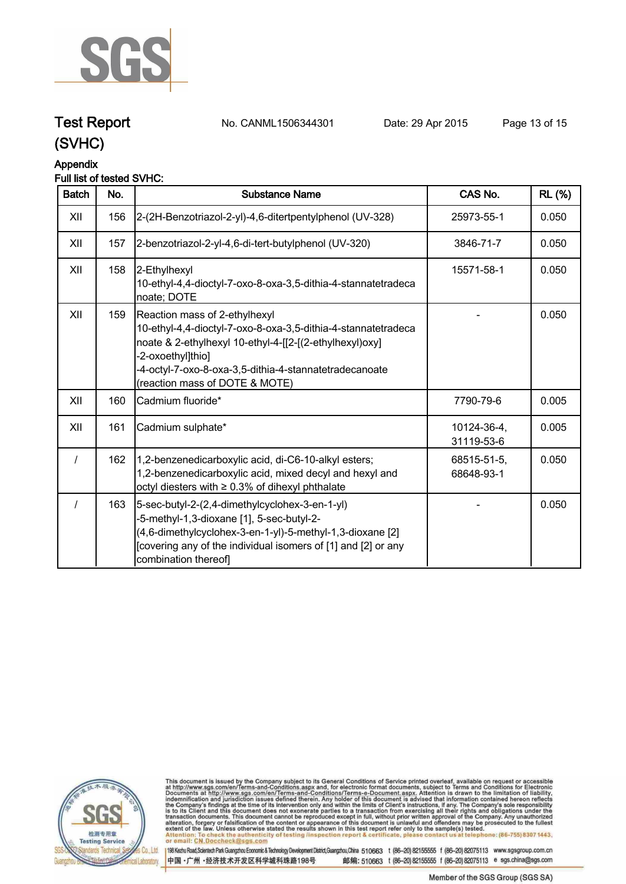# Test Report (SVHC)

No. CANML1506344301 Date: 29 Apr 2015

## Appendix

**Full list of tested SVHC:**

| Batch | No. | Substance Name | CAS No. | RL (%) |
|---|---|---|---|---|
| XII | 156 | 2-(2H-Benzotriazol-2-yl)-4,6-ditertpentylphenol (UV-328) | 25973-55-1 | 0.050 |
| XII | 157 | 2-benzotriazol-2-yl-4,6-di-tert-butylphenol (UV-320) | 3846-71-7 | 0.050 |
| XII | 158 | 2-Ethylhexyl 10-ethyl-4,4-dioctyl-7-oxo-8-oxa-3,5-dithia-4-stannatetradecanoate; DOTE | 15571-58-1 | 0.050 |
| XII | 159 | Reaction mass of 2-ethylhexyl 10-ethyl-4,4-dioctyl-7-oxo-8-oxa-3,5-dithia-4-stannatetradecanoate & 2-ethylhexyl 10-ethyl-4-[[2-[(2-ethylhexyl)oxy]-2-oxoethyl]thio]-4-octyl-7-oxo-8-oxa-3,5-dithia-4-stannatetradecanoate (reaction mass of DOTE & MOTE) | - | 0.050 |
| XII | 160 | Cadmium fluoride* | 7790-79-6 | 0.005 |
| XII | 161 | Cadmium sulphate* | 10124-36-4, 31119-53-6 | 0.005 |
| / | 162 | 1,2-benzenedicarboxylic acid, di-C6-10-alkyl esters; 1,2-benzenedicarboxylic acid, mixed decyl and hexyl and octyl diesters with ≥ 0.3% of dihexyl phthalate | 68515-51-5, 68648-93-1 | 0.050 |
| / | 163 | 5-sec-butyl-2-(2,4-dimethylcyclohex-3-en-1-yl)-5-methyl-1,3-dioxane [1], 5-sec-butyl-2-(4,6-dimethylcyclohex-3-en-1-yl)-5-methyl-1,3-dioxane [2] [covering any of the individual isomers of [1] and [2] or any combination thereof] | - | 0.050 |

This document is issued by the Company subject to its General Conditions of Service printed overleaf, available on request or accessible at http://www.sgs.com/en/Terms-and-Conditions.aspx and, for electronic format documents, subject to Terms and Conditions for Electronic Documents at http://www.sgs.com/en/Terms-and-Conditions/Terms-e-Document.aspx. Attention is drawn to the limitation of liability, indemnification and jurisdiction issues defined therein. Any holder of this document is advised that information contained hereon reflects the Company's findings at the time of its intervention only and within the limits of Client's instructions, if any. The Company's sole responsibility is to its Client and this document does not exonerate parties to a transaction from exercising all their rights and obligations under the transaction documents. This document cannot be reproduced except in full, without prior written approval of the Company. Any unauthorized alteration, forgery or falsification of the content or appearance of this document is unlawful and offenders may be prosecuted to the fullest extent of the law. Unless otherwise stated the results shown in this test report refer only to the sample(s) tested.
Attention: To check the authenticity of testing /inspection report & certificate, please contact us at telephone: (86-755) 8307 1443, or email: CN.Doccheck@sgs.com

198 Kezhu Road, Scientech Park Guangzhou Economic & Technology Development District, Guangzhou, China 510663 t (86-20) 82155555 f (86-20) 82075113 www.sgsgroup.com.cn
中国・广州・经济技术开发区科学城科珠路198号 邮编: 510663 t (86-20) 82155555 f (86-20) 82075113 e sgs.china@sgs.com

Member of the SGS Group (SGS SA)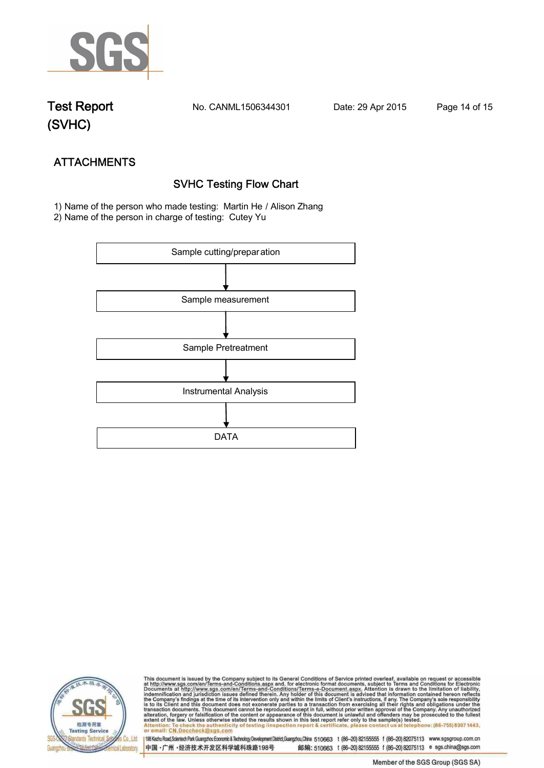## ATTACHMENTS

### SVHC Testing Flow Chart

1) Name of the person who made testing: Martin He / Alison Zhang
2) Name of the person in charge of testing: Cutey Yu

Sample cutting/preparation

↓

Sample measurement

↓

Sample Pretreatment

↓

Instrumental Analysis

↓

DATA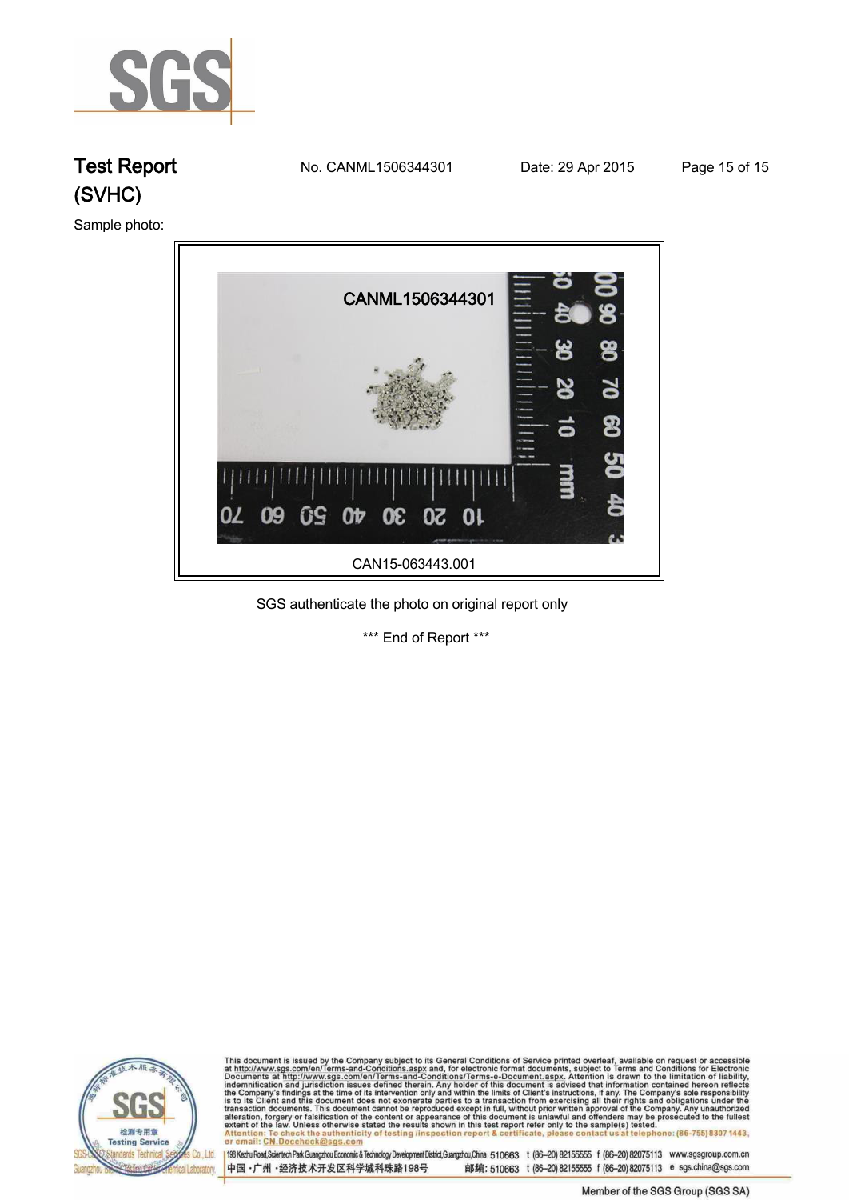# Test Report (SVHC)

No. CANML1506344301 Date: 29 Apr 2015

Sample photo:

CAN15-063443.001

SGS authenticate the photo on original report only

*** End of Report ***